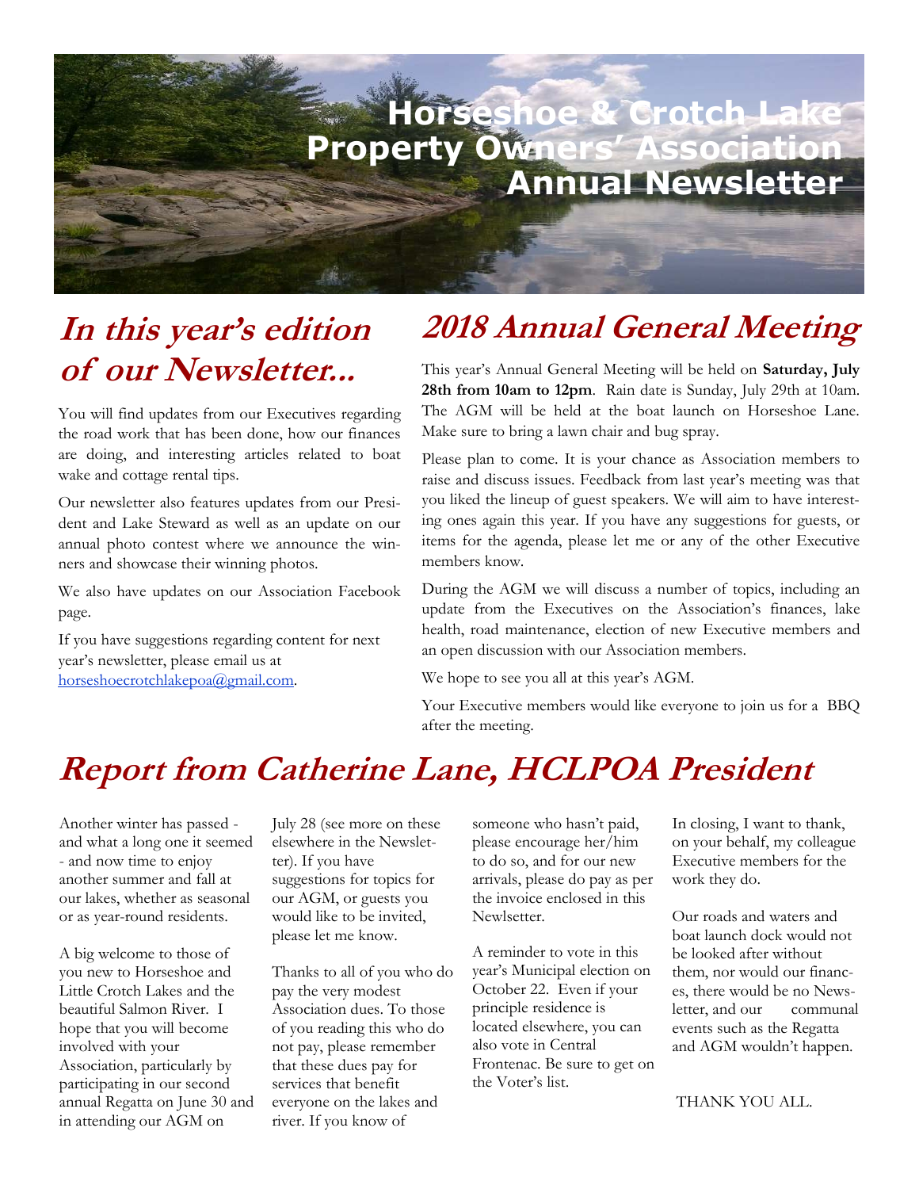# Horseshoe & Crotch Lake Property Owners' Association Annual Newsletter

## In this year's edition of our Newsletter...

You will find updates from our Executives regarding the road work that has been done, how our finances are doing, and interesting articles related to boat wake and cottage rental tips.

Our newsletter also features updates from our President and Lake Steward as well as an update on our annual photo contest where we announce the winners and showcase their winning photos.

We also have updates on our Association Facebook page.

If you have suggestions regarding content for next year's newsletter, please email us at horseshoecrotchlakepoa@gmail.com.

## 2018 Annual General Meeting

This year's Annual General Meeting will be held on **Saturday, July 28th from 10am to 12pm**. Rain date is Sunday, July 29th at 10am. The AGM will be held at the boat launch on Horseshoe Lane. Make sure to bring a lawn chair and bug spray.

Please plan to come. It is your chance as Association members to raise and discuss issues. Feedback from last year's meeting was that you liked the lineup of guest speakers. We will aim to have interesting ones again this year. If you have any suggestions for guests, or items for the agenda, please let me or any of the other Executive members know.

During the AGM we will discuss a number of topics, including an update from the Executives on the Association's finances, lake health, road maintenance, election of new Executive members and an open discussion with our Association members.

We hope to see you all at this year's AGM.

Your Executive members would like everyone to join us for a BBQ after the meeting.

## Report from Catherine Lane, HCLPOA President

Another winter has passed - and what a long one it seemed - and now time to enjoy another summer and fall at our lakes, whether as seasonal or as year-round residents.

A big welcome to those of you new to Horseshoe and Little Crotch Lakes and the beautiful Salmon River. I hope that you will become involved with your Association, particularly by participating in our second annual Regatta on June 30 and in attending our AGM on July 28 (see more on these elsewhere in the Newsletter). If you have suggestions for topics for our AGM, or guests you would like to be invited, please let me know.

Thanks to all of you who do pay the very modest Association dues. To those of you reading this who do not pay, please remember that these dues pay for services that benefit everyone on the lakes and river. If you know of someone who hasn't paid, please encourage her/him to do so, and for our new arrivals, please do pay as per the invoice enclosed in this Newlsetter.

A reminder to vote in this year's Municipal election on October 22. Even if your principle residence is located elsewhere, you can also vote in Central Frontenac. Be sure to get on the Voter's list.

In closing, I want to thank, on your behalf, my colleague Executive members for the work they do.

Our roads and waters and boat launch dock would not be looked after without them, nor would our finances, there would be no Newsletter, and our communal events such as the Regatta and AGM wouldn't happen.

THANK YOU ALL.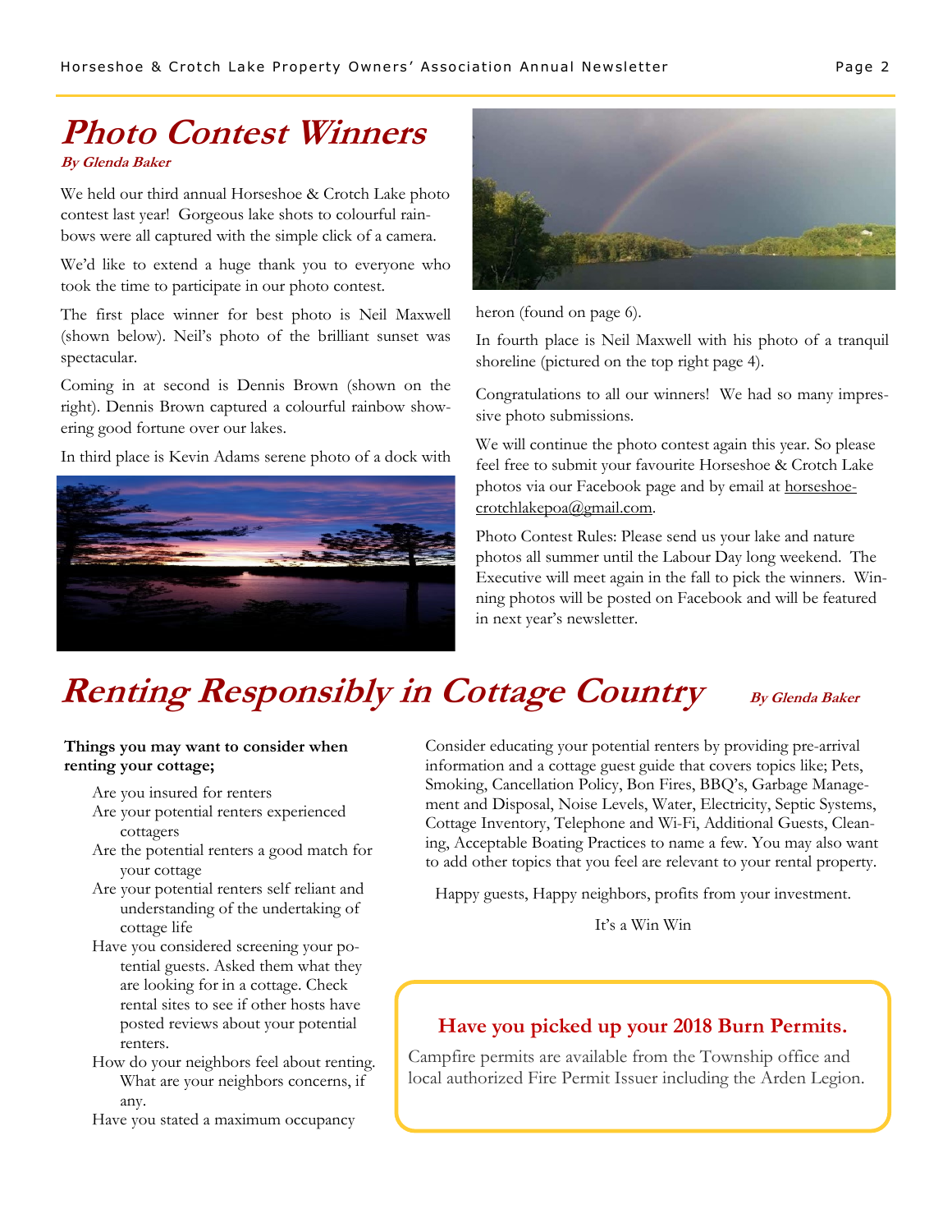# Photo Contest Winners

***By Glenda Baker***

We held our third annual Horseshoe & Crotch Lake photo contest last year! Gorgeous lake shots to colourful rainbows were all captured with the simple click of a camera.

We'd like to extend a huge thank you to everyone who took the time to participate in our photo contest.

The first place winner for best photo is Neil Maxwell (shown below). Neil's photo of the brilliant sunset was spectacular.

Coming in at second is Dennis Brown (shown on the right). Dennis Brown captured a colourful rainbow showering good fortune over our lakes.

In third place is Kevin Adams serene photo of a dock with heron (found on page 6).

In fourth place is Neil Maxwell with his photo of a tranquil shoreline (pictured on the top right page 4).

Congratulations to all our winners! We had so many impressive photo submissions.

We will continue the photo contest again this year. So please feel free to submit your favourite Horseshoe & Crotch Lake photos via our Facebook page and by email at horseshoe-crotchlakepoa@gmail.com.

Photo Contest Rules: Please send us your lake and nature photos all summer until the Labour Day long weekend. The Executive will meet again in the fall to pick the winners. Winning photos will be posted on Facebook and will be featured in next year's newsletter.

# Renting Responsibly in Cottage Country

***By Glenda Baker***

**Things you may want to consider when renting your cottage;**

- Are you insured for renters
- Are your potential renters experienced cottagers
- Are the potential renters a good match for your cottage
- Are your potential renters self reliant and understanding of the undertaking of cottage life
- Have you considered screening your potential guests. Asked them what they are looking for in a cottage. Check rental sites to see if other hosts have posted reviews about your potential renters.
- How do your neighbors feel about renting. What are your neighbors concerns, if any.
- Have you stated a maximum occupancy

Consider educating your potential renters by providing pre-arrival information and a cottage guest guide that covers topics like; Pets, Smoking, Cancellation Policy, Bon Fires, BBQ's, Garbage Management and Disposal, Noise Levels, Water, Electricity, Septic Systems, Cottage Inventory, Telephone and Wi-Fi, Additional Guests, Cleaning, Acceptable Boating Practices to name a few. You may also want to add other topics that you feel are relevant to your rental property.

Happy guests, Happy neighbors, profits from your investment.

It's a Win Win

**Have you picked up your 2018 Burn Permits.**

Campfire permits are available from the Township office and local authorized Fire Permit Issuer including the Arden Legion.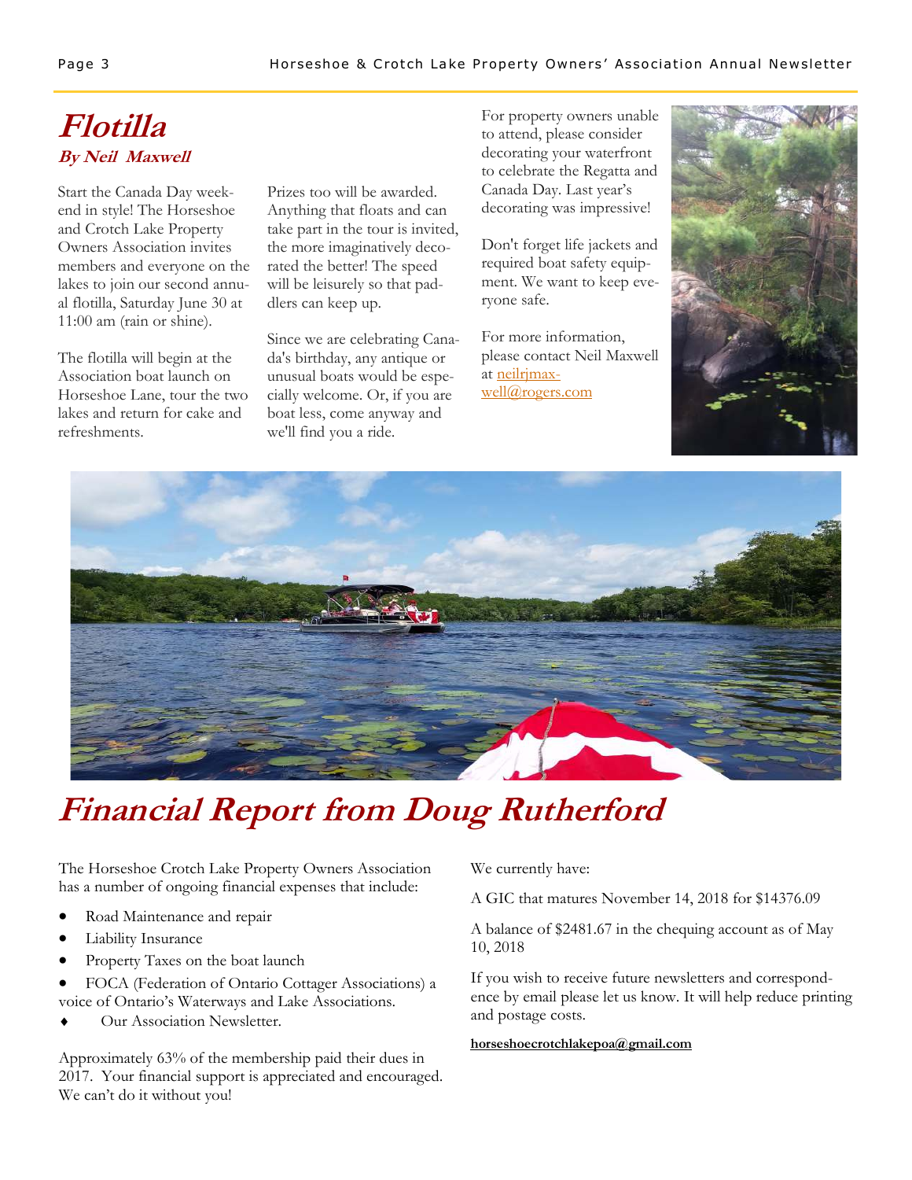# Flotilla

**By Neil Maxwell**

Start the Canada Day weekend in style! The Horseshoe and Crotch Lake Property Owners Association invites members and everyone on the lakes to join our second annual flotilla, Saturday June 30 at 11:00 am (rain or shine).

The flotilla will begin at the Association boat launch on Horseshoe Lane, tour the two lakes and return for cake and refreshments.

Prizes too will be awarded. Anything that floats and can take part in the tour is invited, the more imaginatively decorated the better! The speed will be leisurely so that paddlers can keep up.

Since we are celebrating Canada's birthday, any antique or unusual boats would be especially welcome. Or, if you are boat less, come anyway and we'll find you a ride.

For property owners unable to attend, please consider decorating your waterfront to celebrate the Regatta and Canada Day. Last year's decorating was impressive!

Don't forget life jackets and required boat safety equipment. We want to keep everyone safe.

For more information, please contact Neil Maxwell at neilrjmaxwell@rogers.com

# Financial Report from Doug Rutherford

The Horseshoe Crotch Lake Property Owners Association has a number of ongoing financial expenses that include:

- Road Maintenance and repair
- Liability Insurance
- Property Taxes on the boat launch
- FOCA (Federation of Ontario Cottager Associations) a voice of Ontario's Waterways and Lake Associations.
- Our Association Newsletter.

Approximately 63% of the membership paid their dues in 2017. Your financial support is appreciated and encouraged. We can't do it without you!

We currently have:

A GIC that matures November 14, 2018 for $14376.09

A balance of $2481.67 in the chequing account as of May 10, 2018

If you wish to receive future newsletters and correspondence by email please let us know. It will help reduce printing and postage costs.

**horseshoecrotchlakepoa@gmail.com**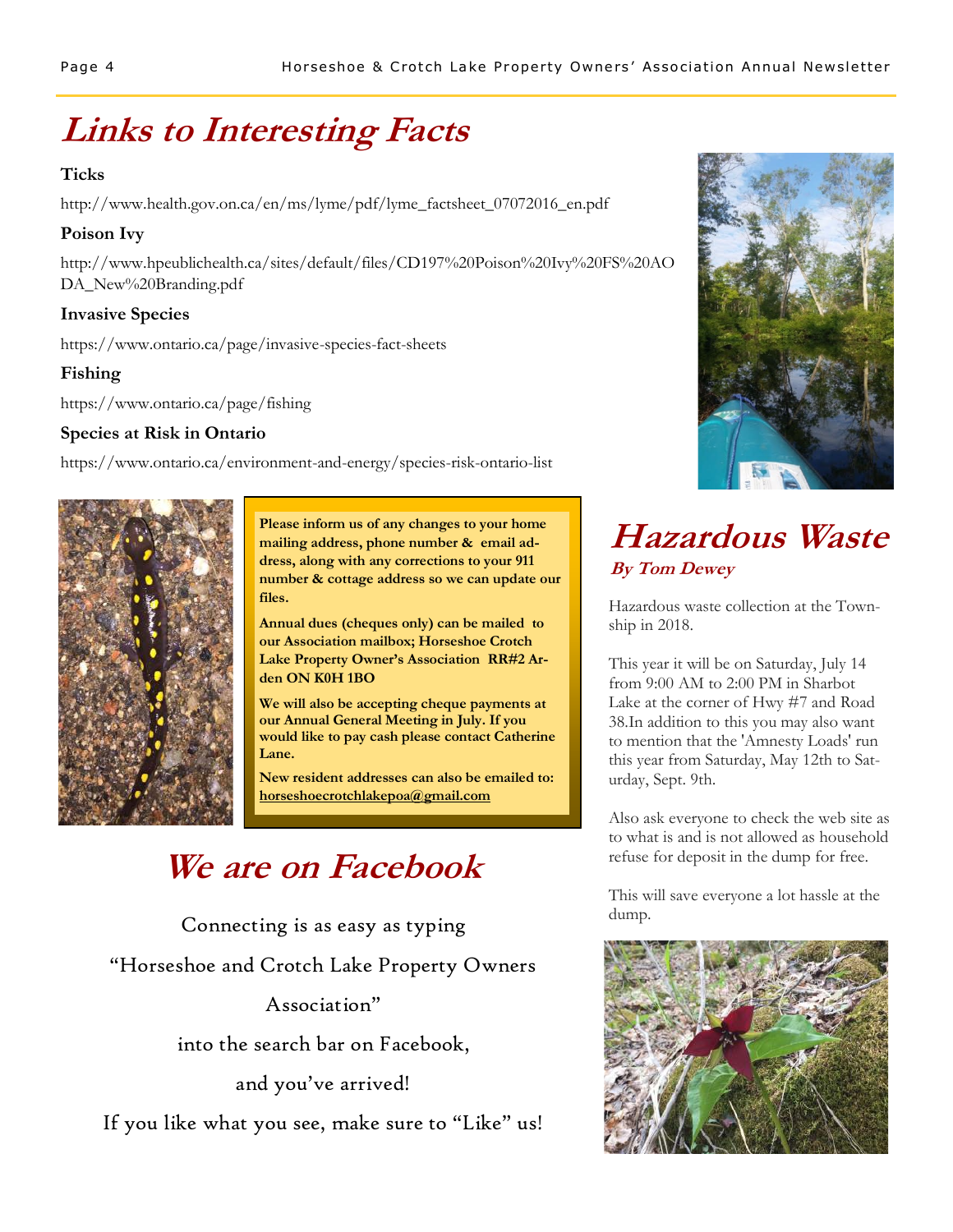# Links to Interesting Facts

**Ticks**

http://www.health.gov.on.ca/en/ms/lyme/pdf/lyme_factsheet_07072016_en.pdf

**Poison Ivy**

http://www.hpeublichealth.ca/sites/default/files/CD197%20Poison%20Ivy%20FS%20AODA_New%20Branding.pdf

**Invasive Species**

https://www.ontario.ca/page/invasive-species-fact-sheets

**Fishing**

https://www.ontario.ca/page/fishing

**Species at Risk in Ontario**

https://www.ontario.ca/environment-and-energy/species-risk-ontario-list

**Please inform us of any changes to your home mailing address, phone number & email address, along with any corrections to your 911 number & cottage address so we can update our files.**

**Annual dues (cheques only) can be mailed to our Association mailbox; Horseshoe Crotch Lake Property Owner's Association RR#2 Arden ON K0H 1BO**

**We will also be accepting cheque payments at our Annual General Meeting in July. If you would like to pay cash please contact Catherine Lane.**

**New resident addresses can also be emailed to: horseshoecrotchlakepoa@gmail.com**

# We are on Facebook

Connecting is as easy as typing

"Horseshoe and Crotch Lake Property Owners Association"

into the search bar on Facebook,

and you've arrived!

If you like what you see, make sure to "Like" us!

# Hazardous Waste

***By Tom Dewey***

Hazardous waste collection at the Township in 2018.

This year it will be on Saturday, July 14 from 9:00 AM to 2:00 PM in Sharbot Lake at the corner of Hwy #7 and Road 38.In addition to this you may also want to mention that the 'Amnesty Loads' run this year from Saturday, May 12th to Saturday, Sept. 9th.

Also ask everyone to check the web site as to what is and is not allowed as household refuse for deposit in the dump for free.

This will save everyone a lot hassle at the dump.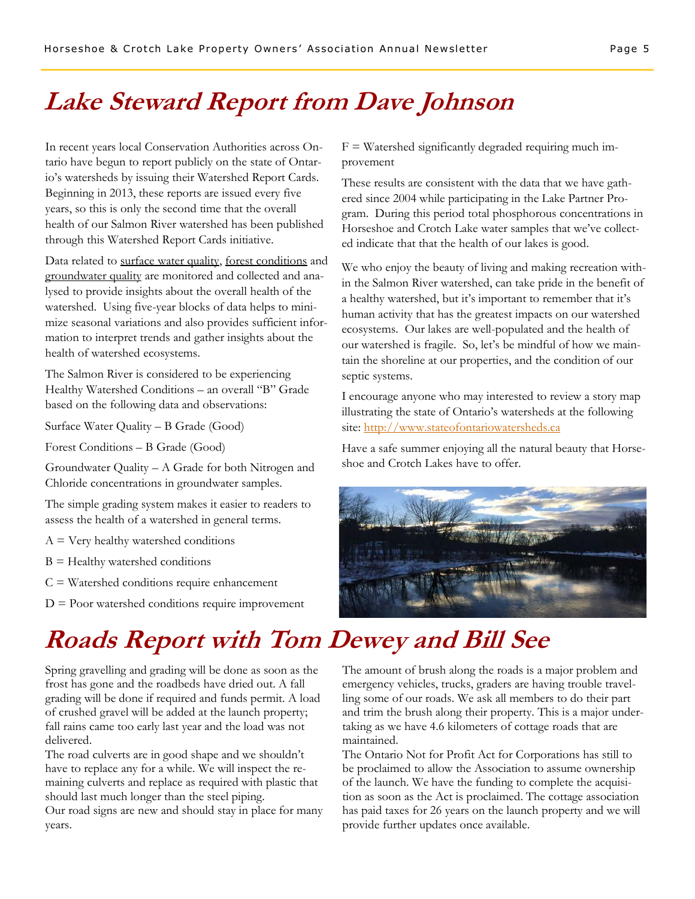# Lake Steward Report from Dave Johnson

In recent years local Conservation Authorities across Ontario have begun to report publicly on the state of Ontario's watersheds by issuing their Watershed Report Cards. Beginning in 2013, these reports are issued every five years, so this is only the second time that the overall health of our Salmon River watershed has been published through this Watershed Report Cards initiative.

Data related to surface water quality, forest conditions and groundwater quality are monitored and collected and analysed to provide insights about the overall health of the watershed. Using five-year blocks of data helps to minimize seasonal variations and also provides sufficient information to interpret trends and gather insights about the health of watershed ecosystems.

The Salmon River is considered to be experiencing Healthy Watershed Conditions – an overall "B" Grade based on the following data and observations:

Surface Water Quality – B Grade (Good)

Forest Conditions – B Grade (Good)

Groundwater Quality – A Grade for both Nitrogen and Chloride concentrations in groundwater samples.

The simple grading system makes it easier to readers to assess the health of a watershed in general terms.

A = Very healthy watershed conditions

B = Healthy watershed conditions

C = Watershed conditions require enhancement

D = Poor watershed conditions require improvement

F = Watershed significantly degraded requiring much improvement

These results are consistent with the data that we have gathered since 2004 while participating in the Lake Partner Program. During this period total phosphorous concentrations in Horseshoe and Crotch Lake water samples that we've collected indicate that that the health of our lakes is good.

We who enjoy the beauty of living and making recreation within the Salmon River watershed, can take pride in the benefit of a healthy watershed, but it's important to remember that it's human activity that has the greatest impacts on our watershed ecosystems. Our lakes are well-populated and the health of our watershed is fragile. So, let's be mindful of how we maintain the shoreline at our properties, and the condition of our septic systems.

I encourage anyone who may interested to review a story map illustrating the state of Ontario's watersheds at the following site: http://www.stateofontariowatersheds.ca

Have a safe summer enjoying all the natural beauty that Horseshoe and Crotch Lakes have to offer.

# Roads Report with Tom Dewey and Bill See

Spring gravelling and grading will be done as soon as the frost has gone and the roadbeds have dried out. A fall grading will be done if required and funds permit. A load of crushed gravel will be added at the launch property; fall rains came too early last year and the load was not delivered.

The road culverts are in good shape and we shouldn't have to replace any for a while. We will inspect the remaining culverts and replace as required with plastic that should last much longer than the steel piping.

Our road signs are new and should stay in place for many years.

The amount of brush along the roads is a major problem and emergency vehicles, trucks, graders are having trouble travelling some of our roads. We ask all members to do their part and trim the brush along their property. This is a major undertaking as we have 4.6 kilometers of cottage roads that are maintained.

The Ontario Not for Profit Act for Corporations has still to be proclaimed to allow the Association to assume ownership of the launch. We have the funding to complete the acquisition as soon as the Act is proclaimed. The cottage association has paid taxes for 26 years on the launch property and we will provide further updates once available.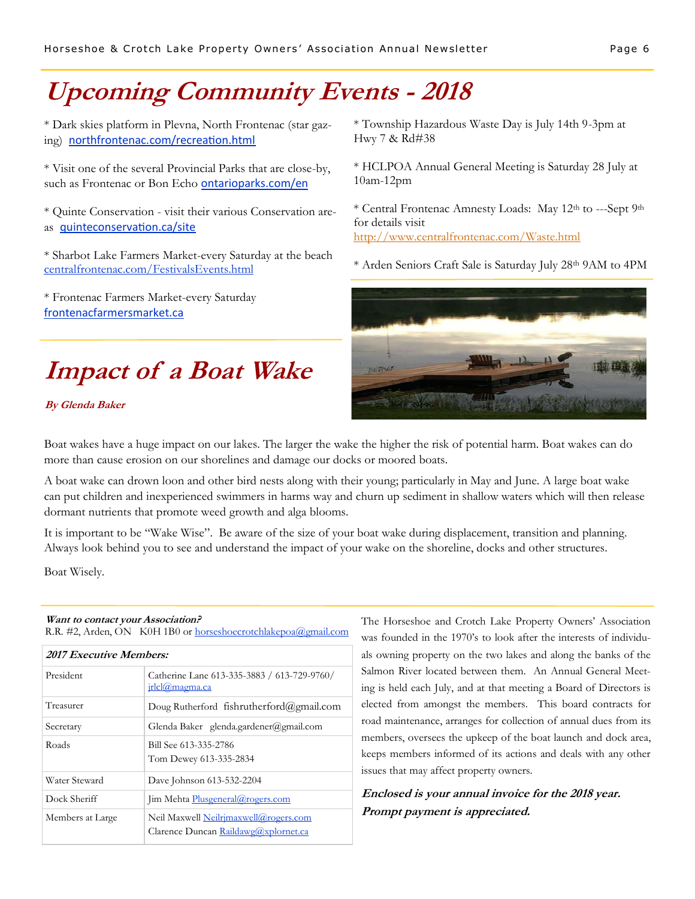# Upcoming Community Events - 2018

* Dark skies platform in Plevna, North Frontenac (star gazing) northfrontenac.com/recreation.html

* Visit one of the several Provincial Parks that are close-by, such as Frontenac or Bon Echo ontarioparks.com/en

* Quinte Conservation - visit their various Conservation areas quinteconservation.ca/site

* Sharbot Lake Farmers Market-every Saturday at the beach centralfrontenac.com/FestivalsEvents.html

* Frontenac Farmers Market-every Saturday frontenacfarmersmarket.ca

* Township Hazardous Waste Day is July 14th 9-3pm at Hwy 7 & Rd#38

* HCLPOA Annual General Meeting is Saturday 28 July at 10am-12pm

* Central Frontenac Amnesty Loads: May 12th to ---Sept 9th for details visit http://www.centralfrontenac.com/Waste.html

* Arden Seniors Craft Sale is Saturday July 28th 9AM to 4PM

# Impact of a Boat Wake

***By Glenda Baker***

Boat wakes have a huge impact on our lakes. The larger the wake the higher the risk of potential harm. Boat wakes can do more than cause erosion on our shorelines and damage our docks or moored boats.

A boat wake can drown loon and other bird nests along with their young; particularly in May and June. A large boat wake can put children and inexperienced swimmers in harms way and churn up sediment in shallow waters which will then release dormant nutrients that promote weed growth and alga blooms.

It is important to be "Wake Wise". Be aware of the size of your boat wake during displacement, transition and planning. Always look behind you to see and understand the impact of your wake on the shoreline, docks and other structures.

Boat Wisely.

***Want to contact your Association?***
R.R. #2, Arden, ON K0H 1B0 or horseshoecrotchlakepoa@gmail.com

| *2017 Executive Members:* | |
|---|---|
| President | Catherine Lane 613-335-3883 / 613-729-9760/ jrlcl@magma.ca |
| Treasurer | Doug Rutherford fishrutherford@gmail.com |
| Secretary | Glenda Baker glenda.gardener@gmail.com |
| Roads | Bill See 613-335-2786<br>Tom Dewey 613-335-2834 |
| Water Steward | Dave Johnson 613-532-2204 |
| Dock Sheriff | Jim Mehta Plusgeneral@rogers.com |
| Members at Large | Neil Maxwell Neilrjmaxwell@rogers.com<br>Clarence Duncan Raildawg@xplornet.ca |

The Horseshoe and Crotch Lake Property Owners' Association was founded in the 1970's to look after the interests of individuals owning property on the two lakes and along the banks of the Salmon River located between them. An Annual General Meeting is held each July, and at that meeting a Board of Directors is elected from amongst the members. This board contracts for road maintenance, arranges for collection of annual dues from its members, oversees the upkeep of the boat launch and dock area, keeps members informed of its actions and deals with any other issues that may affect property owners.

***Enclosed is your annual invoice for the 2018 year. Prompt payment is appreciated.***